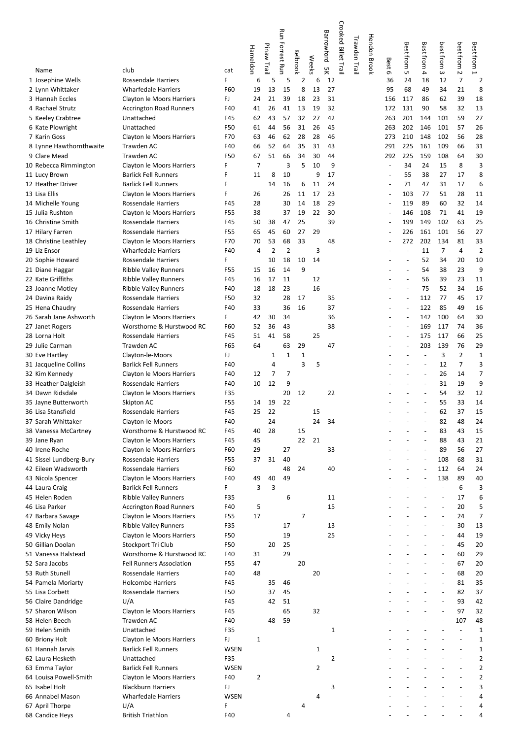| | Name | club | cat | Hameldon | Pinaw Trail | Run Forrest Run | Kelbrook | Weeks | Barrowford 5K | Crooked Billet Trail | Trawden Trail | Hendon Brook | Best 6 | Best from 5 | Best from 4 | best from 3 | best from 2 | Best from 1 |
|---|---|---|---|---|---|---|---|---|---|---|---|---|---|---|---|---|---|---|
| 1 | Josephine Wells | Rossendale Harriers | F | 6 | 5 | 5 | 2 | 6 | 12 | | | | 36 | 24 | 18 | 12 | 7 | 2 |
| 2 | Lynn Whittaker | Wharfedale Harriers | F60 | 19 | 13 | 15 | 8 | 13 | 27 | | | | 95 | 68 | 49 | 34 | 21 | 8 |
| 3 | Hannah Eccles | Clayton le Moors Harriers | FJ | 24 | 21 | 39 | 18 | 23 | 31 | | | | 156 | 117 | 86 | 62 | 39 | 18 |
| 4 | Rachael Strutz | Accrington Road Runners | F40 | 41 | 26 | 41 | 13 | 19 | 32 | | | | 172 | 131 | 90 | 58 | 32 | 13 |
| 5 | Keeley Crabtree | Unattached | F45 | 62 | 43 | 57 | 32 | 27 | 42 | | | | 263 | 201 | 144 | 101 | 59 | 27 |
| 6 | Kate Plowright | Unattached | F50 | 61 | 44 | 56 | 31 | 26 | 45 | | | | 263 | 202 | 146 | 101 | 57 | 26 |
| 7 | Karin Goss | Clayton le Moors Harriers | F70 | 63 | 46 | 62 | 28 | 28 | 46 | | | | 273 | 210 | 148 | 102 | 56 | 28 |
| 8 | Lynne Hawthornthwaite | Trawden AC | F40 | 66 | 52 | 64 | 35 | 31 | 43 | | | | 291 | 225 | 161 | 109 | 66 | 31 |
| 9 | Clare Mead | Trawden AC | F50 | 67 | 51 | 66 | 34 | 30 | 44 | | | | 292 | 225 | 159 | 108 | 64 | 30 |
| 10 | Rebecca Rimmington | Clayton le Moors Harriers | F | 7 | | 3 | 5 | 10 | 9 | | | | - | 34 | 24 | 15 | 8 | 3 |
| 11 | Lucy Brown | Barlick Fell Runners | F | 11 | 8 | 10 | | 9 | 17 | | | | - | 55 | 38 | 27 | 17 | 8 |
| 12 | Heather Driver | Barlick Fell Runners | F | | 14 | 16 | 6 | 11 | 24 | | | | - | 71 | 47 | 31 | 17 | 6 |
| 13 | Lisa Ellis | Clayton le Moors Harriers | F | 26 | | 26 | 11 | 17 | 23 | | | | - | 103 | 77 | 51 | 28 | 11 |
| 14 | Michelle Young | Rossendale Harriers | F45 | 28 | | 30 | 14 | 18 | 29 | | | | - | 119 | 89 | 60 | 32 | 14 |
| 15 | Julia Rushton | Clayton le Moors Harriers | F55 | 38 | | 37 | 19 | 22 | 30 | | | | - | 146 | 108 | 71 | 41 | 19 |
| 16 | Christine Smith | Rossendale Harriers | F45 | 50 | 38 | 47 | 25 | | 39 | | | | - | 199 | 149 | 102 | 63 | 25 |
| 17 | Hilary Farren | Rossendale Harriers | F55 | 65 | 45 | 60 | 27 | 29 | | | | | - | 226 | 161 | 101 | 56 | 27 |
| 18 | Christine Leathley | Clayton le Moors Harriers | F70 | 70 | 53 | 68 | 33 | | 48 | | | | - | 272 | 202 | 134 | 81 | 33 |
| 19 | Liz Ensor | Wharfedale Harriers | F40 | 4 | 2 | 2 | | 3 | | | | | - | - | 11 | 7 | 4 | 2 |
| 20 | Sophie Howard | Rossendale Harriers | F | | 10 | 18 | 10 | 14 | | | | | - | - | 52 | 34 | 20 | 10 |
| 21 | Diane Haggar | Ribble Valley Runners | F55 | 15 | 16 | 14 | 9 | | | | | | - | - | 54 | 38 | 23 | 9 |
| 22 | Kate Griffiths | Ribble Valley Runners | F45 | 16 | 17 | 11 | | 12 | | | | | - | - | 56 | 39 | 23 | 11 |
| 23 | Joanne Motley | Ribble Valley Runners | F40 | 18 | 18 | 23 | | 16 | | | | | - | - | 75 | 52 | 34 | 16 |
| 24 | Davina Raidy | Rossendale Harriers | F50 | 32 | | 28 | 17 | | 35 | | | | - | - | 112 | 77 | 45 | 17 |
| 25 | Hena Chaudry | Rossendale Harriers | F40 | 33 | | 36 | 16 | | 37 | | | | - | - | 122 | 85 | 49 | 16 |
| 26 | Sarah Jane Ashworth | Clayton le Moors Harriers | F | 42 | 30 | 34 | | | 36 | | | | - | - | 142 | 100 | 64 | 30 |
| 27 | Janet Rogers | Worsthorne & Hurstwood RC | F60 | 52 | 36 | 43 | | | 38 | | | | - | - | 169 | 117 | 74 | 36 |
| 28 | Lorna Holt | Rossendale Harriers | F45 | 51 | 41 | 58 | | 25 | | | | | - | - | 175 | 117 | 66 | 25 |
| 29 | Julie Carman | Trawden AC | F65 | 64 | | 63 | 29 | | 47 | | | | - | - | 203 | 139 | 76 | 29 |
| 30 | Eve Hartley | Clayton-le-Moors | FJ | | 1 | 1 | 1 | | | | | | - | - | - | 3 | 2 | 1 |
| 31 | Jacqueline Collins | Barlick Fell Runners | F40 | | 4 | | 3 | 5 | | | | | - | - | - | 12 | 7 | 3 |
| 32 | Kim Kennedy | Clayton le Moors Harriers | F40 | 12 | 7 | 7 | | | | | | | - | - | - | 26 | 14 | 7 |
| 33 | Heather Dalgleish | Rossendale Harriers | F40 | 10 | 12 | 9 | | | | | | | - | - | - | 31 | 19 | 9 |
| 34 | Dawn Ridsdale | Clayton le Moors Harriers | F35 | | | 20 | 12 | | 22 | | | | - | - | - | 54 | 32 | 12 |
| 35 | Jayne Butterworth | Skipton AC | F55 | 14 | 19 | 22 | | | | | | | - | - | - | 55 | 33 | 14 |
| 36 | Lisa Stansfield | Rossendale Harriers | F45 | 25 | 22 | | | 15 | | | | | - | - | - | 62 | 37 | 15 |
| 37 | Sarah Whittaker | Clayton-le-Moors | F40 | | 24 | | | 24 | 34 | | | | - | - | - | 82 | 48 | 24 |
| 38 | Vanessa McCartney | Worsthorne & Hurstwood RC | F45 | 40 | 28 | | 15 | | | | | | - | - | - | 83 | 43 | 15 |
| 39 | Jane Ryan | Clayton le Moors Harriers | F45 | 45 | | | 22 | 21 | | | | | - | - | - | 88 | 43 | 21 |
| 40 | Irene Roche | Clayton le Moors Harriers | F60 | 29 | | 27 | | | 33 | | | | - | - | - | 89 | 56 | 27 |
| 41 | Sissel Lundberg-Bury | Rossendale Harriers | F55 | 37 | 31 | 40 | | | | | | | - | - | - | 108 | 68 | 31 |
| 42 | Eileen Wadsworth | Rossendale Harriers | F60 | | | 48 | 24 | | 40 | | | | - | - | - | 112 | 64 | 24 |
| 43 | Nicola Spencer | Clayton le Moors Harriers | F40 | 49 | 40 | 49 | | | | | | | - | - | - | 138 | 89 | 40 |
| 44 | Laura Craig | Barlick Fell Runners | F | 3 | 3 | | | | | | | | - | - | - | - | 6 | 3 |
| 45 | Helen Roden | Ribble Valley Runners | F35 | | | 6 | | | 11 | | | | - | - | - | - | 17 | 6 |
| 46 | Lisa Parker | Accrington Road Runners | F40 | 5 | | | | | 15 | | | | - | - | - | - | 20 | 5 |
| 47 | Barbara Savage | Clayton le Moors Harriers | F55 | 17 | | | 7 | | | | | | - | - | - | - | 24 | 7 |
| 48 | Emily Nolan | Ribble Valley Runners | F35 | | | 17 | | | 13 | | | | - | - | - | - | 30 | 13 |
| 49 | Vicky Heys | Clayton le Moors Harriers | F50 | | | 19 | | | 25 | | | | - | - | - | - | 44 | 19 |
| 50 | Gillian Doolan | Stockport Tri Club | F50 | | 20 | 25 | | | | | | | - | - | - | - | 45 | 20 |
| 51 | Vanessa Halstead | Worsthorne & Hurstwood RC | F40 | 31 | | 29 | | | | | | | - | - | - | - | 60 | 29 |
| 52 | Sara Jacobs | Fell Runners Association | F55 | 47 | | | 20 | | | | | | - | - | - | - | 67 | 20 |
| 53 | Ruth Stunell | Rossendale Harriers | F40 | 48 | | | | 20 | | | | | - | - | - | - | 68 | 20 |
| 54 | Pamela Moriarty | Holcombe Harriers | F45 | | 35 | 46 | | | | | | | - | - | - | - | 81 | 35 |
| 55 | Lisa Corbett | Rossendale Harriers | F50 | | 37 | 45 | | | | | | | - | - | - | - | 82 | 37 |
| 56 | Claire Dandridge | U/A | F45 | | 42 | 51 | | | | | | | - | - | - | - | 93 | 42 |
| 57 | Sharon Wilson | Clayton le Moors Harriers | F45 | | | 65 | | 32 | | | | | - | - | - | - | 97 | 32 |
| 58 | Helen Beech | Trawden AC | F40 | | 48 | 59 | | | | | | | - | - | - | - | 107 | 48 |
| 59 | Helen Smith | Unattached | F35 | | | | | | 1 | | | | - | - | - | - | - | 1 |
| 60 | Briony Holt | Clayton le Moors Harriers | FJ | 1 | | | | | | | | | - | - | - | - | - | 1 |
| 61 | Hannah Jarvis | Barlick Fell Runners | WSEN | | | | | 1 | | | | | - | - | - | - | - | 1 |
| 62 | Laura Hesketh | Unattached | F35 | | | | | | 2 | | | | - | - | - | - | - | 2 |
| 63 | Emma Taylor | Barlick Fell Runners | WSEN | | | | | 2 | | | | | - | - | - | - | - | 2 |
| 64 | Louisa Powell-Smith | Clayton le Moors Harriers | F40 | 2 | | | | | | | | | - | - | - | - | - | 2 |
| 65 | Isabel Holt | Blackburn Harriers | FJ | | | | | | 3 | | | | - | - | - | - | - | 3 |
| 66 | Annabel Mason | Wharfedale Harriers | WSEN | | | | | 4 | | | | | - | - | - | - | - | 4 |
| 67 | April Thorpe | U/A | F | | | | 4 | | | | | | - | - | - | - | - | 4 |
| 68 | Candice Heys | British Triathlon | F40 | | | 4 | | | | | | | - | - | - | - | - | 4 |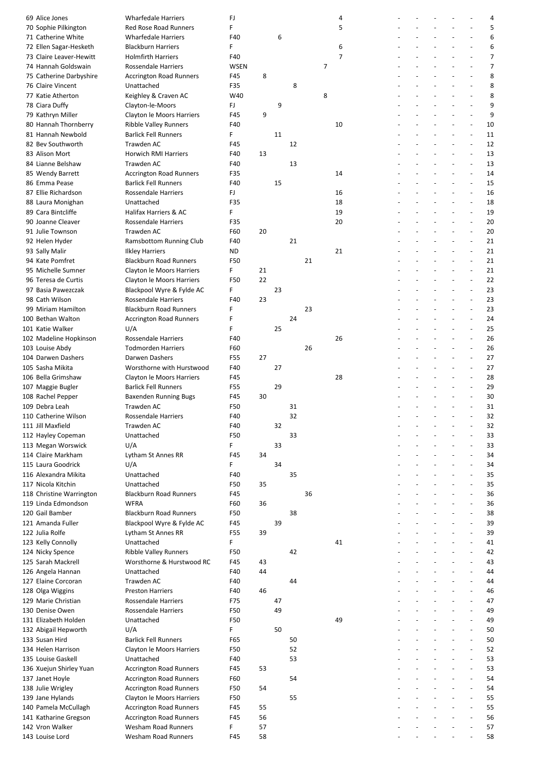| | | | | | | | | | | | | | | | | |
|---|---|---|---|---|---|---|---|---|---|---|---|---|---|---|---|---|
| 69 | Alice Jones | Wharfedale Harriers | FJ | | | | | | 4 | - | - | - | - | - | - | 4 |
| 70 | Sophie Pilkington | Red Rose Road Runners | F | | | | | | 5 | - | - | - | - | - | - | 5 |
| 71 | Catherine White | Wharfedale Harriers | F40 | | 6 | | | | | - | - | - | - | - | - | 6 |
| 72 | Ellen Sagar-Hesketh | Blackburn Harriers | F | | | | | | 6 | - | - | - | - | - | - | 6 |
| 73 | Claire Leaver-Hewitt | Holmfirth Harriers | F40 | | | | | | 7 | - | - | - | - | - | - | 7 |
| 74 | Hannah Goldswain | Rossendale Harriers | WSEN | | | | | 7 | | - | - | - | - | - | - | 7 |
| 75 | Catherine Darbyshire | Accrington Road Runners | F45 | 8 | | | | | | - | - | - | - | - | - | 8 |
| 76 | Claire Vincent | Unattached | F35 | | | 8 | | | | - | - | - | - | - | - | 8 |
| 77 | Katie Atherton | Keighley & Craven AC | W40 | | | | | 8 | | - | - | - | - | - | - | 8 |
| 78 | Ciara Duffy | Clayton-le-Moors | FJ | | 9 | | | | | - | - | - | - | - | - | 9 |
| 79 | Kathryn Miller | Clayton le Moors Harriers | F45 | 9 | | | | | | - | - | - | - | - | - | 9 |
| 80 | Hannah Thornberry | Ribble Valley Runners | F40 | | | | | | 10 | - | - | - | - | - | - | 10 |
| 81 | Hannah Newbold | Barlick Fell Runners | F | | 11 | | | | | - | - | - | - | - | - | 11 |
| 82 | Bev Southworth | Trawden AC | F45 | | | 12 | | | | - | - | - | - | - | - | 12 |
| 83 | Alison Mort | Horwich RMI Harriers | F40 | 13 | | | | | | - | - | - | - | - | - | 13 |
| 84 | Lianne Belshaw | Trawden AC | F40 | | | 13 | | | | - | - | - | - | - | - | 13 |
| 85 | Wendy Barrett | Accrington Road Runners | F35 | | | | | | 14 | - | - | - | - | - | - | 14 |
| 86 | Emma Pease | Barlick Fell Runners | F40 | | 15 | | | | | - | - | - | - | - | - | 15 |
| 87 | Ellie Richardson | Rossendale Harriers | FJ | | | | | | 16 | - | - | - | - | - | - | 16 |
| 88 | Laura Monighan | Unattached | F35 | | | | | | 18 | - | - | - | - | - | - | 18 |
| 89 | Cara Bintcliffe | Halifax Harriers & AC | F | | | | | | 19 | - | - | - | - | - | - | 19 |
| 90 | Joanne Cleaver | Rossendale Harriers | F35 | | | | | | 20 | - | - | - | - | - | - | 20 |
| 91 | Julie Townson | Trawden AC | F60 | 20 | | | | | | - | - | - | - | - | - | 20 |
| 92 | Helen Hyder | Ramsbottom Running Club | F40 | | | 21 | | | | - | - | - | - | - | - | 21 |
| 93 | Sally Malir | Ilkley Harriers | ND | | | | | | 21 | - | - | - | - | - | - | 21 |
| 94 | Kate Pomfret | Blackburn Road Runners | F50 | | | | 21 | | | - | - | - | - | - | - | 21 |
| 95 | Michelle Sumner | Clayton le Moors Harriers | F | 21 | | | | | | - | - | - | - | - | - | 21 |
| 96 | Teresa de Curtis | Clayton le Moors Harriers | F50 | 22 | | | | | | - | - | - | - | - | - | 22 |
| 97 | Basia Pawezczak | Blackpool Wyre & Fylde AC | F | | 23 | | | | | - | - | - | - | - | - | 23 |
| 98 | Cath Wilson | Rossendale Harriers | F40 | 23 | | | | | | - | - | - | - | - | - | 23 |
| 99 | Miriam Hamilton | Blackburn Road Runners | F | | | | 23 | | | - | - | - | - | - | - | 23 |
| 100 | Bethan Walton | Accrington Road Runners | F | | | 24 | | | | - | - | - | - | - | - | 24 |
| 101 | Katie Walker | U/A | F | | 25 | | | | | - | - | - | - | - | - | 25 |
| 102 | Madeline Hopkinson | Rossendale Harriers | F40 | | | | | | 26 | - | - | - | - | - | - | 26 |
| 103 | Louise Abdy | Todmorden Harriers | F60 | | | | 26 | | | - | - | - | - | - | - | 26 |
| 104 | Darwen Dashers | Darwen Dashers | F55 | 27 | | | | | | - | - | - | - | - | - | 27 |
| 105 | Sasha Mikita | Worsthorne with Hurstwood | F40 | | 27 | | | | | - | - | - | - | - | - | 27 |
| 106 | Bella Grimshaw | Clayton le Moors Harriers | F45 | | | | | | 28 | - | - | - | - | - | - | 28 |
| 107 | Maggie Bugler | Barlick Fell Runners | F55 | | 29 | | | | | - | - | - | - | - | - | 29 |
| 108 | Rachel Pepper | Baxenden Running Bugs | F45 | 30 | | | | | | - | - | - | - | - | - | 30 |
| 109 | Debra Leah | Trawden AC | F50 | | | 31 | | | | - | - | - | - | - | - | 31 |
| 110 | Catherine Wilson | Rossendale Harriers | F40 | | | 32 | | | | - | - | - | - | - | - | 32 |
| 111 | Jill Maxfield | Trawden AC | F40 | | 32 | | | | | - | - | - | - | - | - | 32 |
| 112 | Hayley Copeman | Unattached | F50 | | | 33 | | | | - | - | - | - | - | - | 33 |
| 113 | Megan Worswick | U/A | F | | 33 | | | | | - | - | - | - | - | - | 33 |
| 114 | Claire Markham | Lytham St Annes RR | F45 | 34 | | | | | | - | - | - | - | - | - | 34 |
| 115 | Laura Goodrick | U/A | F | | 34 | | | | | - | - | - | - | - | - | 34 |
| 116 | Alexandra Mikita | Unattached | F40 | | | 35 | | | | - | - | - | - | - | - | 35 |
| 117 | Nicola Kitchin | Unattached | F50 | 35 | | | | | | - | - | - | - | - | - | 35 |
| 118 | Christine Warrington | Blackburn Road Runners | F45 | | | | 36 | | | - | - | - | - | - | - | 36 |
| 119 | Linda Edmondson | WFRA | F60 | 36 | | | | | | - | - | - | - | - | - | 36 |
| 120 | Gail Bamber | Blackburn Road Runners | F50 | | | 38 | | | | - | - | - | - | - | - | 38 |
| 121 | Amanda Fuller | Blackpool Wyre & Fylde AC | F45 | | 39 | | | | | - | - | - | - | - | - | 39 |
| 122 | Julia Rolfe | Lytham St Annes RR | F55 | 39 | | | | | | - | - | - | - | - | - | 39 |
| 123 | Kelly Connolly | Unattached | F | | | | | | 41 | - | - | - | - | - | - | 41 |
| 124 | Nicky Spence | Ribble Valley Runners | F50 | | | 42 | | | | - | - | - | - | - | - | 42 |
| 125 | Sarah Mackrell | Worsthorne & Hurstwood RC | F45 | 43 | | | | | | - | - | - | - | - | - | 43 |
| 126 | Angela Hannan | Unattached | F40 | 44 | | | | | | - | - | - | - | - | - | 44 |
| 127 | Elaine Corcoran | Trawden AC | F40 | | | 44 | | | | - | - | - | - | - | - | 44 |
| 128 | Olga Wiggins | Preston Harriers | F40 | 46 | | | | | | - | - | - | - | - | - | 46 |
| 129 | Marie Christian | Rossendale Harriers | F75 | | 47 | | | | | - | - | - | - | - | - | 47 |
| 130 | Denise Owen | Rossendale Harriers | F50 | | 49 | | | | | - | - | - | - | - | - | 49 |
| 131 | Elizabeth Holden | Unattached | F50 | | | | | | 49 | - | - | - | - | - | - | 49 |
| 132 | Abigail Hepworth | U/A | F | | 50 | | | | | - | - | - | - | - | - | 50 |
| 133 | Susan Hird | Barlick Fell Runners | F65 | | | 50 | | | | - | - | - | - | - | - | 50 |
| 134 | Helen Harrison | Clayton le Moors Harriers | F50 | | | 52 | | | | - | - | - | - | - | - | 52 |
| 135 | Louise Gaskell | Unattached | F40 | | | 53 | | | | - | - | - | - | - | - | 53 |
| 136 | Xuejun Shirley Yuan | Accrington Road Runners | F45 | 53 | | | | | | - | - | - | - | - | - | 53 |
| 137 | Janet Hoyle | Accrington Road Runners | F60 | | | 54 | | | | - | - | - | - | - | - | 54 |
| 138 | Julie Wrigley | Accrington Road Runners | F50 | 54 | | | | | | - | - | - | - | - | - | 54 |
| 139 | Jane Hylands | Clayton le Moors Harriers | F50 | | | 55 | | | | - | - | - | - | - | - | 55 |
| 140 | Pamela McCullagh | Accrington Road Runners | F45 | 55 | | | | | | - | - | - | - | - | - | 55 |
| 141 | Katharine Gregson | Accrington Road Runners | F45 | 56 | | | | | | - | - | - | - | - | - | 56 |
| 142 | Vron Walker | Wesham Road Runners | F | 57 | | | | | | - | - | - | - | - | - | 57 |
| 143 | Louise Lord | Wesham Road Runners | F45 | 58 | | | | | | - | - | - | - | - | - | 58 |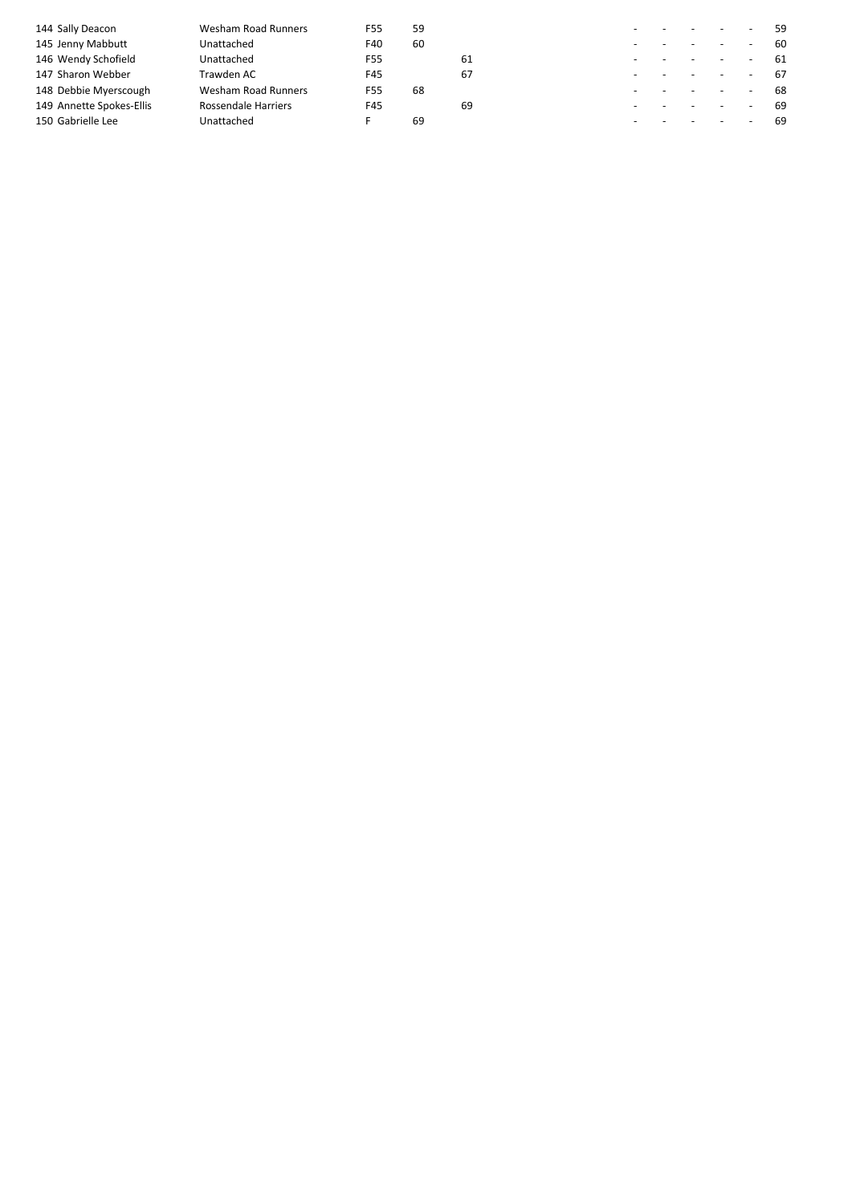| | | | | | | | | | | | |
|---|---|---|---|---|---|---|---|---|---|---|---|
| 144 Sally Deacon | Wesham Road Runners | F55 | 59 | | - | - | - | - | - | - | 59 |
| 145 Jenny Mabbutt | Unattached | F40 | 60 | | - | - | - | - | - | - | 60 |
| 146 Wendy Schofield | Unattached | F55 | | 61 | - | - | - | - | - | - | 61 |
| 147 Sharon Webber | Trawden AC | F45 | | 67 | - | - | - | - | - | - | 67 |
| 148 Debbie Myerscough | Wesham Road Runners | F55 | 68 | | - | - | - | - | - | - | 68 |
| 149 Annette Spokes-Ellis | Rossendale Harriers | F45 | | 69 | - | - | - | - | - | - | 69 |
| 150 Gabrielle Lee | Unattached | F | 69 | | - | - | - | - | - | - | 69 |